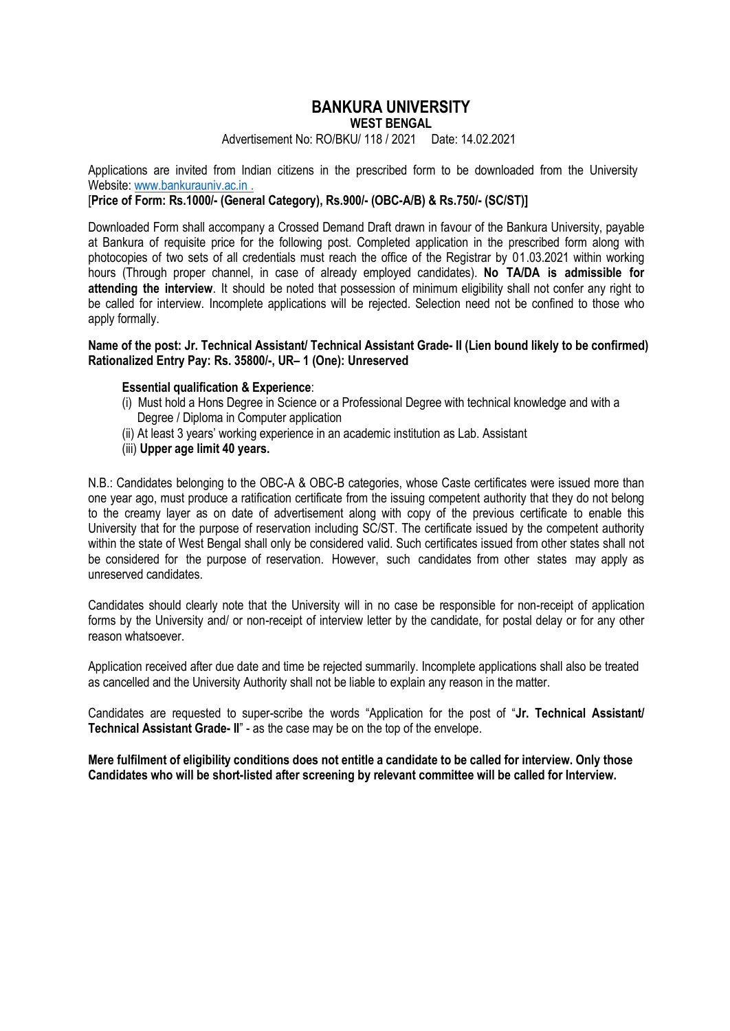# BANKURA UNIVERSITY

**WEST BENGAL**

Advertisement No: RO/BKU/ 118 / 2021 Date: 14.02.2021

Applications are invited from Indian citizens in the prescribed form to be downloaded from the University Website: www.bankurauniv.ac.in .

[**Price of Form: Rs.1000/- (General Category), Rs.900/- (OBC-A/B) & Rs.750/- (SC/ST)]**

Downloaded Form shall accompany a Crossed Demand Draft drawn in favour of the Bankura University, payable at Bankura of requisite price for the following post. Completed application in the prescribed form along with photocopies of two sets of all credentials must reach the office of the Registrar by 01.03.2021 within working hours (Through proper channel, in case of already employed candidates). **No TA/DA is admissible for attending the interview**. It should be noted that possession of minimum eligibility shall not confer any right to be called for interview. Incomplete applications will be rejected. Selection need not be confined to those who apply formally.

**Name of the post: Jr. Technical Assistant/ Technical Assistant Grade- II (Lien bound likely to be confirmed) Rationalized Entry Pay: Rs. 35800/-, UR– 1 (One): Unreserved**

**Essential qualification & Experience**:

(i) Must hold a Hons Degree in Science or a Professional Degree with technical knowledge and with a Degree / Diploma in Computer application

(ii) At least 3 years' working experience in an academic institution as Lab. Assistant

(iii) **Upper age limit 40 years.**

N.B.: Candidates belonging to the OBC-A & OBC-B categories, whose Caste certificates were issued more than one year ago, must produce a ratification certificate from the issuing competent authority that they do not belong to the creamy layer as on date of advertisement along with copy of the previous certificate to enable this University that for the purpose of reservation including SC/ST. The certificate issued by the competent authority within the state of West Bengal shall only be considered valid. Such certificates issued from other states shall not be considered for the purpose of reservation. However, such candidates from other states may apply as unreserved candidates.

Candidates should clearly note that the University will in no case be responsible for non-receipt of application forms by the University and/ or non-receipt of interview letter by the candidate, for postal delay or for any other reason whatsoever.

Application received after due date and time be rejected summarily. Incomplete applications shall also be treated as cancelled and the University Authority shall not be liable to explain any reason in the matter.

Candidates are requested to super-scribe the words "Application for the post of "**Jr. Technical Assistant/ Technical Assistant Grade- II**" - as the case may be on the top of the envelope.

**Mere fulfilment of eligibility conditions does not entitle a candidate to be called for interview. Only those Candidates who will be short-listed after screening by relevant committee will be called for Interview.**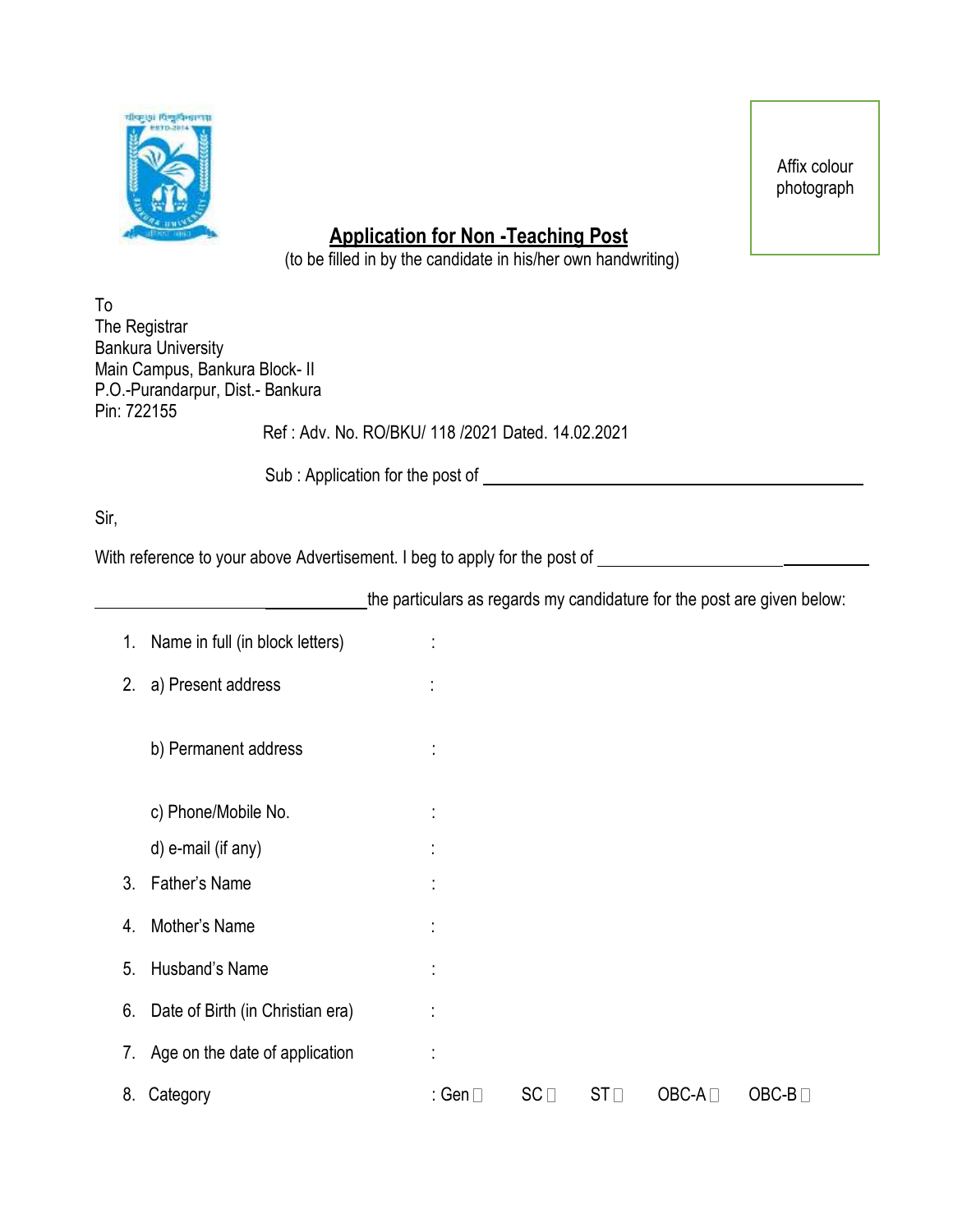Affix colour photograph

## Application for Non -Teaching Post

(to be filled in by the candidate in his/her own handwriting)

To
The Registrar
Bankura University
Main Campus, Bankura Block- II
P.O.-Purandarpur, Dist.- Bankura
Pin: 722155

Ref : Adv. No. RO/BKU/ 118 /2021 Dated. 14.02.2021

Sub : Application for the post of ______________________________

Sir,

With reference to your above Advertisement. I beg to apply for the post of ______________________________

______________________________the particulars as regards my candidature for the post are given below:

1. Name in full (in block letters) :
2. a) Present address :

   b) Permanent address :

   c) Phone/Mobile No. :

   d) e-mail (if any) :
3. Father's Name :
4. Mother's Name :
5. Husband's Name :
6. Date of Birth (in Christian era) :
7. Age on the date of application :
8. Category : Gen ☐ SC ☐ ST ☐ OBC-A ☐ OBC-B ☐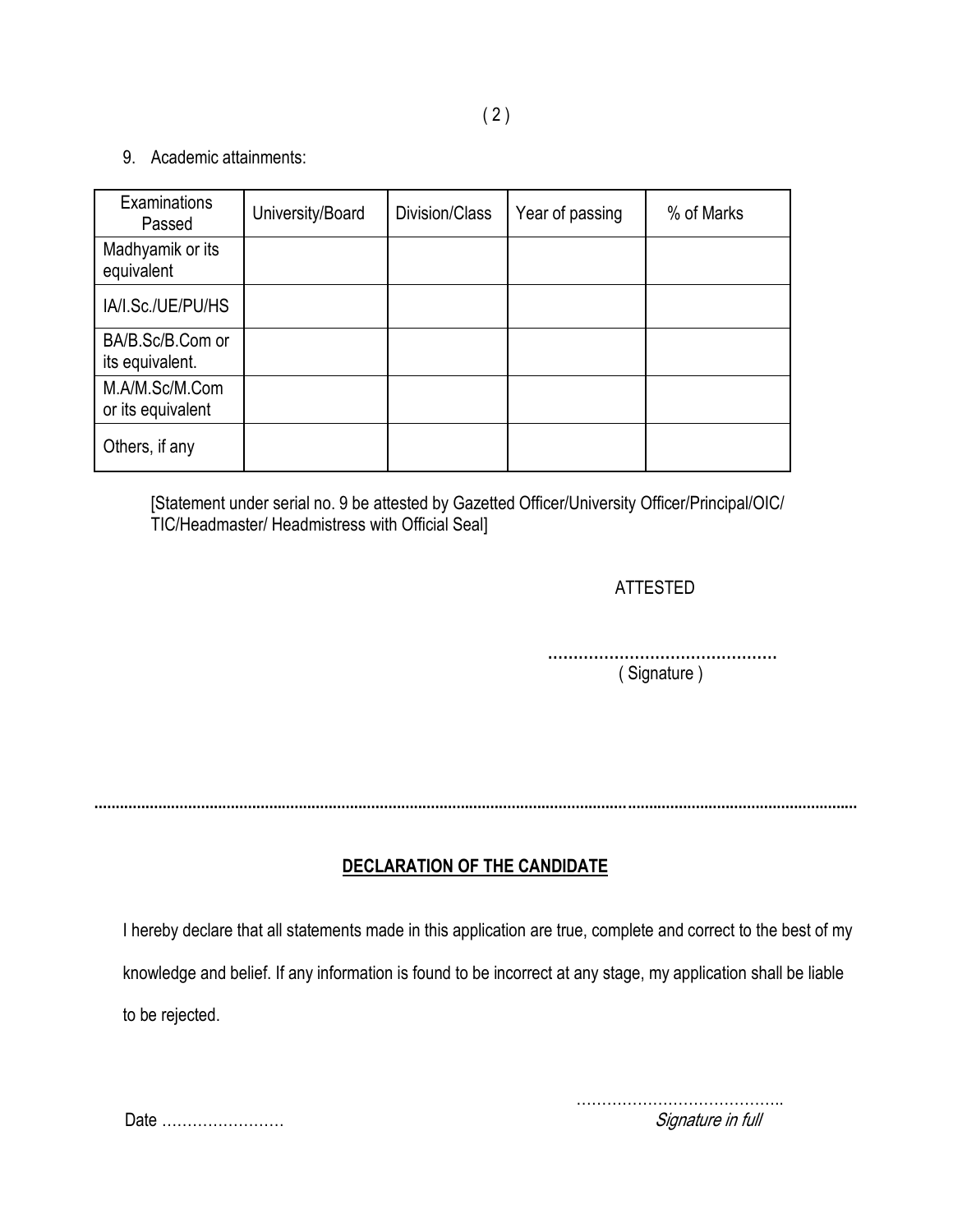9. Academic attainments:

| Examinations Passed | University/Board | Division/Class | Year of passing | % of Marks |
|---|---|---|---|---|
| Madhyamik or its equivalent | | | | |
| IA/I.Sc./UE/PU/HS | | | | |
| BA/B.Sc/B.Com or its equivalent. | | | | |
| M.A/M.Sc/M.Com or its equivalent | | | | |
| Others, if any | | | | |

[Statement under serial no. 9 be attested by Gazetted Officer/University Officer/Principal/OIC/ TIC/Headmaster/ Headmistress with Official Seal]

ATTESTED

.............................................
( Signature )

---

**DECLARATION OF THE CANDIDATE**

I hereby declare that all statements made in this application are true, complete and correct to the best of my knowledge and belief. If any information is found to be incorrect at any stage, my application shall be liable to be rejected.

Date ……………………

…………………………………..
*Signature in full*